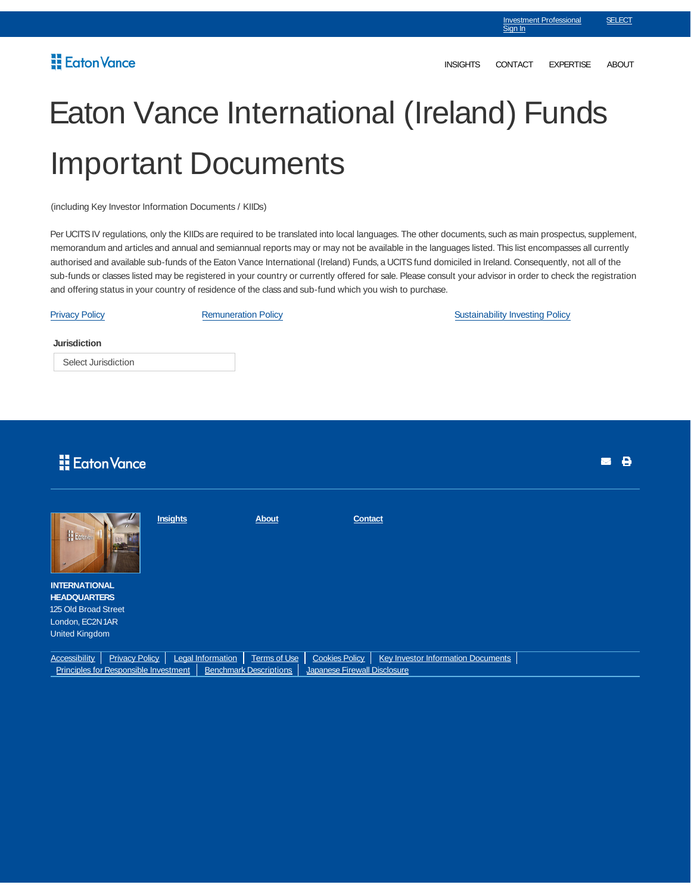Investment Professional Sign In SELECT

Eaton Vance

INSIGHTS CONTACT EXPERTISE ABOUT

# Eaton Vance International (Ireland) Funds Important Documents

(including Key Investor Information Documents / KIIDs)

Per UCITS IV regulations, only the KIIDs are required to be translated into local languages. The other documents, such as main prospectus, supplement, memorandum and articles and annual and semiannual reports may or may not be available in the languages listed. This list encompasses all currently authorised and available sub-funds of the Eaton Vance International (Ireland) Funds, a UCITS fund domiciled in Ireland. Consequently, not all of the sub-funds or classes listed may be registered in your country or currently offered for sale. Please consult your advisor in order to check the registration and offering status in your country of residence of the class and sub-fund which you wish to purchase.

Privacy Policy Remuneration Policy Sustainability Investing Policy

**Jurisdiction**

Select Jurisdiction

Eaton Vance

Insights About Contact

**INTERNATIONAL HEADQUARTERS**
125 Old Broad Street
London, EC2N 1AR
United Kingdom

Accessibility | Privacy Policy | Legal Information | Terms of Use | Cookies Policy | Key Investor Information Documents | Principles for Responsible Investment | Benchmark Descriptions | Japanese Firewall Disclosure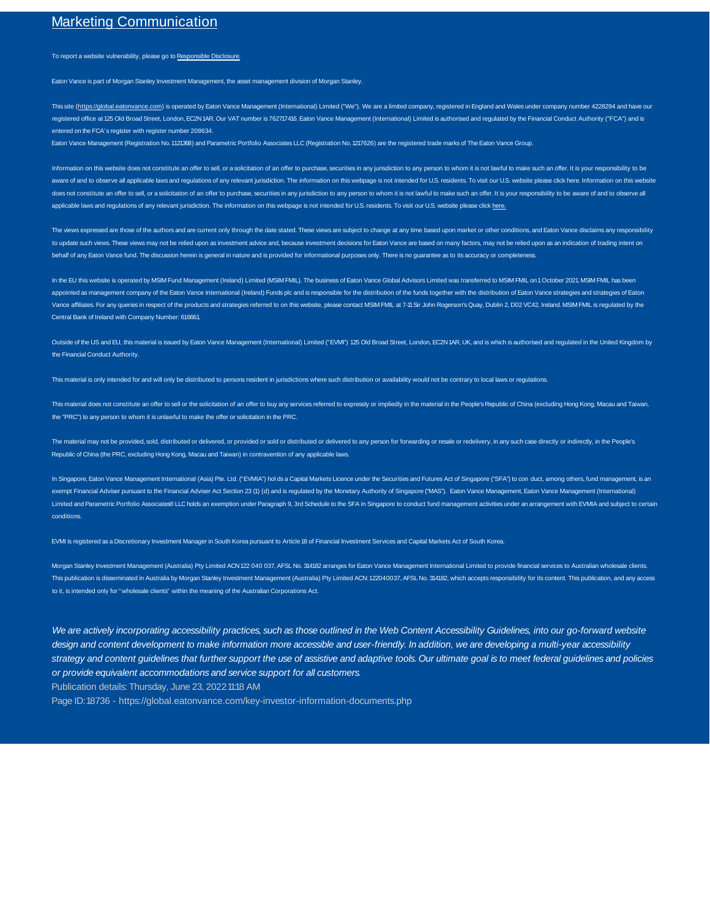## Marketing Communication

To report a website vulnerability, please go to Responsible Disclosure.

Eaton Vance is part of Morgan Stanley Investment Management, the asset management division of Morgan Stanley.

This site (https://global.eatonvance.com) is operated by Eaton Vance Management (International) Limited ("We"). We are a limited company, registered in England and Wales under company number 4228294 and have our registered office at 125 Old Broad Street, London, EC2N 1AR. Our VAT number is 762717416. Eaton Vance Management (International) Limited is authorised and regulated by the Financial Conduct Authority ("FCA") and is entered on the FCA's register with register number 208634.

Eaton Vance Management (Registration No. 1121368) and Parametric Portfolio Associates LLC (Registration No. 1217626) are the registered trade marks of The Eaton Vance Group.

Information on this website does not constitute an offer to sell, or a solicitation of an offer to purchase, securities in any jurisdiction to any person to whom it is not lawful to make such an offer. It is your responsibility to be aware of and to observe all applicable laws and regulations of any relevant jurisdiction. The information on this webpage is not intended for U.S. residents. To visit our U.S. website please click here. Information on this website does not constitute an offer to sell, or a solicitation of an offer to purchase, securities in any jurisdiction to any person to whom it is not lawful to make such an offer. It is your responsibility to be aware of and to observe all applicable laws and regulations of any relevant jurisdiction. The information on this webpage is not intended for U.S. residents. To visit our U.S. website please click here.

The views expressed are those of the authors and are current only through the date stated. These views are subject to change at any time based upon market or other conditions, and Eaton Vance disclaims any responsibility to update such views. These views may not be relied upon as investment advice and, because investment decisions for Eaton Vance are based on many factors, may not be relied upon as an indication of trading intent on behalf of any Eaton Vance fund. The discussion herein is general in nature and is provided for informational purposes only. There is no guarantee as to its accuracy or completeness.

In the EU this website is operated by MSIM Fund Management (Ireland) Limited (MSIM FMIL). The business of Eaton Vance Global Advisors Limited was transferred to MSIM FMIL on 1 October 2021. MSIM FMIL has been appointed as management company of the Eaton Vance International (Ireland) Funds plc and is responsible for the distribution of the funds together with the distribution of Eaton Vance strategies and strategies of Eaton Vance affiliates. For any queries in respect of the products and strategies referred to on this website, please contact MSIM FMIL at 7-11 Sir John Rogerson's Quay, Dublin 2, D02 VC42, Ireland. MSIM FMIL is regulated by the Central Bank of Ireland with Company Number: 616661.

Outside of the US and EU, this material is issued by Eaton Vance Management (International) Limited ("EVMI") 125 Old Broad Street, London, EC2N 1AR, UK, and is which is authorised and regulated in the United Kingdom by the Financial Conduct Authority.

This material is only intended for and will only be distributed to persons resident in jurisdictions where such distribution or availability would not be contrary to local laws or regulations.

This material does not constitute an offer to sell or the solicitation of an offer to buy any services referred to expressly or impliedly in the material in the People's Republic of China (excluding Hong Kong, Macau and Taiwan, the "PRC") to any person to whom it is unlawful to make the offer or solicitation in the PRC.

The material may not be provided, sold, distributed or delivered, or provided or sold or distributed or delivered to any person for forwarding or resale or redelivery, in any such case directly or indirectly, in the People's Republic of China (the PRC, excluding Hong Kong, Macau and Taiwan) in contravention of any applicable laws.

In Singapore, Eaton Vance Management International (Asia) Pte. Ltd. ("EVMIA") hol ds a Capital Markets Licence under the Securities and Futures Act of Singapore ("SFA") to con duct, among others, fund management, is an exempt Financial Adviser pursuant to the Financial Adviser Act Section 23 (1) (d) and is regulated by the Monetary Authority of Singapore ("MAS"). Eaton Vance Management, Eaton Vance Management (International) Limited and Parametric Portfolio Associates® LLC holds an exemption under Paragraph 9, 3rd Schedule to the SFA in Singapore to conduct fund management activities under an arrangement with EVMIA and subject to certain conditions.

EVMI is registered as a Discretionary Investment Manager in South Korea pursuant to Article 18 of Financial Investment Services and Capital Markets Act of South Korea.

Morgan Stanley Investment Management (Australia) Pty Limited ACN 122 040 037, AFSL No. 314182 arranges for Eaton Vance Management International Limited to provide financial services to Australian wholesale clients. This publication is disseminated in Australia by Morgan Stanley Investment Management (Australia) Pty Limited ACN: 122040037, AFSL No. 314182, which accepts responsibility for its content. This publication, and any access to it, is intended only for "wholesale clients" within the meaning of the Australian Corporations Act.

*We are actively incorporating accessibility practices, such as those outlined in the Web Content Accessibility Guidelines, into our go-forward website design and content development to make information more accessible and user-friendly. In addition, we are developing a multi-year accessibility strategy and content guidelines that further support the use of assistive and adaptive tools. Our ultimate goal is to meet federal guidelines and policies or provide equivalent accommodations and service support for all customers.*

Publication details: Thursday, June 23, 2022 11:18 AM

Page ID: 18736 - https://global.eatonvance.com/key-investor-information-documents.php